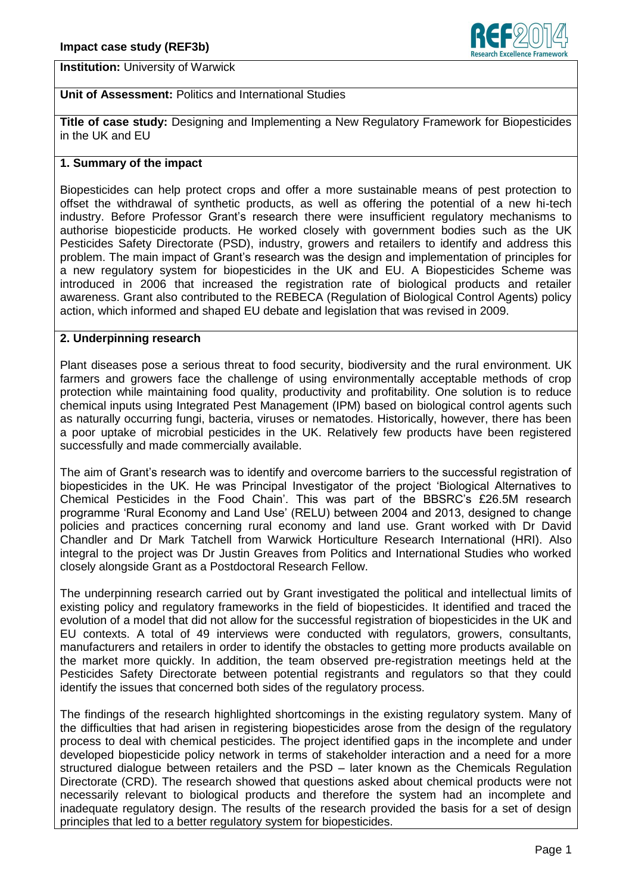**Institution:** University of Warwick

**Unit of Assessment:** Politics and International Studies

**Title of case study:** Designing and Implementing a New Regulatory Framework for Biopesticides in the UK and EU

## 1. Summary of the impact

Biopesticides can help protect crops and offer a more sustainable means of pest protection to offset the withdrawal of synthetic products, as well as offering the potential of a new hi-tech industry. Before Professor Grant's research there were insufficient regulatory mechanisms to authorise biopesticide products. He worked closely with government bodies such as the UK Pesticides Safety Directorate (PSD), industry, growers and retailers to identify and address this problem. The main impact of Grant's research was the design and implementation of principles for a new regulatory system for biopesticides in the UK and EU. A Biopesticides Scheme was introduced in 2006 that increased the registration rate of biological products and retailer awareness. Grant also contributed to the REBECA (Regulation of Biological Control Agents) policy action, which informed and shaped EU debate and legislation that was revised in 2009.

## 2. Underpinning research

Plant diseases pose a serious threat to food security, biodiversity and the rural environment. UK farmers and growers face the challenge of using environmentally acceptable methods of crop protection while maintaining food quality, productivity and profitability. One solution is to reduce chemical inputs using Integrated Pest Management (IPM) based on biological control agents such as naturally occurring fungi, bacteria, viruses or nematodes. Historically, however, there has been a poor uptake of microbial pesticides in the UK. Relatively few products have been registered successfully and made commercially available.

The aim of Grant's research was to identify and overcome barriers to the successful registration of biopesticides in the UK. He was Principal Investigator of the project 'Biological Alternatives to Chemical Pesticides in the Food Chain'. This was part of the BBSRC's £26.5M research programme 'Rural Economy and Land Use' (RELU) between 2004 and 2013, designed to change policies and practices concerning rural economy and land use. Grant worked with Dr David Chandler and Dr Mark Tatchell from Warwick Horticulture Research International (HRI). Also integral to the project was Dr Justin Greaves from Politics and International Studies who worked closely alongside Grant as a Postdoctoral Research Fellow.

The underpinning research carried out by Grant investigated the political and intellectual limits of existing policy and regulatory frameworks in the field of biopesticides. It identified and traced the evolution of a model that did not allow for the successful registration of biopesticides in the UK and EU contexts. A total of 49 interviews were conducted with regulators, growers, consultants, manufacturers and retailers in order to identify the obstacles to getting more products available on the market more quickly. In addition, the team observed pre-registration meetings held at the Pesticides Safety Directorate between potential registrants and regulators so that they could identify the issues that concerned both sides of the regulatory process.

The findings of the research highlighted shortcomings in the existing regulatory system. Many of the difficulties that had arisen in registering biopesticides arose from the design of the regulatory process to deal with chemical pesticides. The project identified gaps in the incomplete and under developed biopesticide policy network in terms of stakeholder interaction and a need for a more structured dialogue between retailers and the PSD – later known as the Chemicals Regulation Directorate (CRD). The research showed that questions asked about chemical products were not necessarily relevant to biological products and therefore the system had an incomplete and inadequate regulatory design. The results of the research provided the basis for a set of design principles that led to a better regulatory system for biopesticides.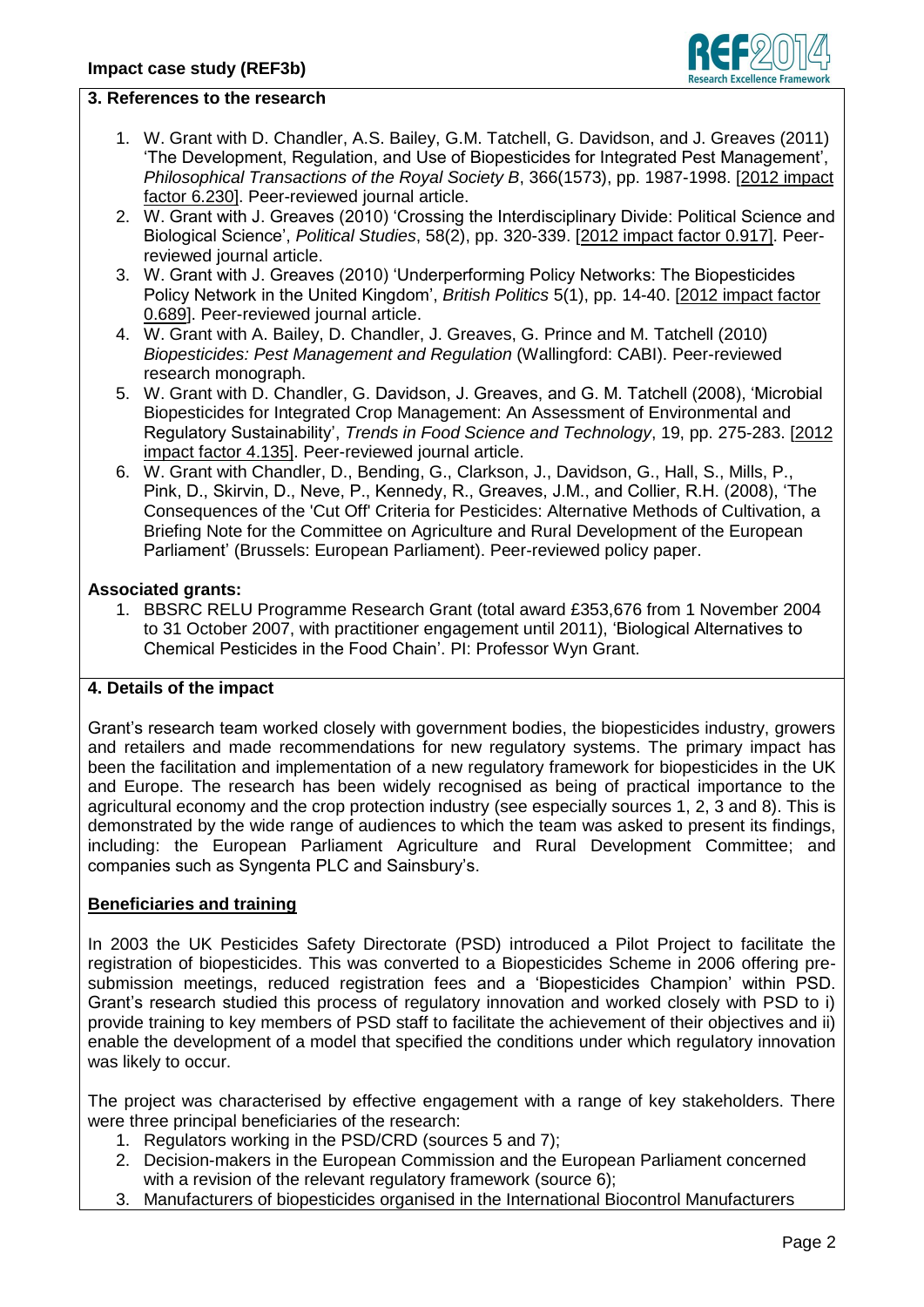## 3. References to the research

1. W. Grant with D. Chandler, A.S. Bailey, G.M. Tatchell, G. Davidson, and J. Greaves (2011) 'The Development, Regulation, and Use of Biopesticides for Integrated Pest Management', *Philosophical Transactions of the Royal Society B*, 366(1573), pp. 1987-1998. [2012 impact factor 6.230]. Peer-reviewed journal article.
2. W. Grant with J. Greaves (2010) 'Crossing the Interdisciplinary Divide: Political Science and Biological Science', *Political Studies*, 58(2), pp. 320-339. [2012 impact factor 0.917]. Peer-reviewed journal article.
3. W. Grant with J. Greaves (2010) 'Underperforming Policy Networks: The Biopesticides Policy Network in the United Kingdom', *British Politics* 5(1), pp. 14-40. [2012 impact factor 0.689]. Peer-reviewed journal article.
4. W. Grant with A. Bailey, D. Chandler, J. Greaves, G. Prince and M. Tatchell (2010) *Biopesticides: Pest Management and Regulation* (Wallingford: CABI). Peer-reviewed research monograph.
5. W. Grant with D. Chandler, G. Davidson, J. Greaves, and G. M. Tatchell (2008), 'Microbial Biopesticides for Integrated Crop Management: An Assessment of Environmental and Regulatory Sustainability', *Trends in Food Science and Technology*, 19, pp. 275-283. [2012 impact factor 4.135]. Peer-reviewed journal article.
6. W. Grant with Chandler, D., Bending, G., Clarkson, J., Davidson, G., Hall, S., Mills, P., Pink, D., Skirvin, D., Neve, P., Kennedy, R., Greaves, J.M., and Collier, R.H. (2008), 'The Consequences of the 'Cut Off' Criteria for Pesticides: Alternative Methods of Cultivation, a Briefing Note for the Committee on Agriculture and Rural Development of the European Parliament' (Brussels: European Parliament). Peer-reviewed policy paper.

**Associated grants:**

1. BBSRC RELU Programme Research Grant (total award £353,676 from 1 November 2004 to 31 October 2007, with practitioner engagement until 2011), 'Biological Alternatives to Chemical Pesticides in the Food Chain'. PI: Professor Wyn Grant.

## 4. Details of the impact

Grant's research team worked closely with government bodies, the biopesticides industry, growers and retailers and made recommendations for new regulatory systems. The primary impact has been the facilitation and implementation of a new regulatory framework for biopesticides in the UK and Europe. The research has been widely recognised as being of practical importance to the agricultural economy and the crop protection industry (see especially sources 1, 2, 3 and 8). This is demonstrated by the wide range of audiences to which the team was asked to present its findings, including: the European Parliament Agriculture and Rural Development Committee; and companies such as Syngenta PLC and Sainsbury's.

**Beneficiaries and training**

In 2003 the UK Pesticides Safety Directorate (PSD) introduced a Pilot Project to facilitate the registration of biopesticides. This was converted to a Biopesticides Scheme in 2006 offering pre-submission meetings, reduced registration fees and a 'Biopesticides Champion' within PSD. Grant's research studied this process of regulatory innovation and worked closely with PSD to i) provide training to key members of PSD staff to facilitate the achievement of their objectives and ii) enable the development of a model that specified the conditions under which regulatory innovation was likely to occur.

The project was characterised by effective engagement with a range of key stakeholders. There were three principal beneficiaries of the research:

1. Regulators working in the PSD/CRD (sources 5 and 7);
2. Decision-makers in the European Commission and the European Parliament concerned with a revision of the relevant regulatory framework (source 6);
3. Manufacturers of biopesticides organised in the International Biocontrol Manufacturers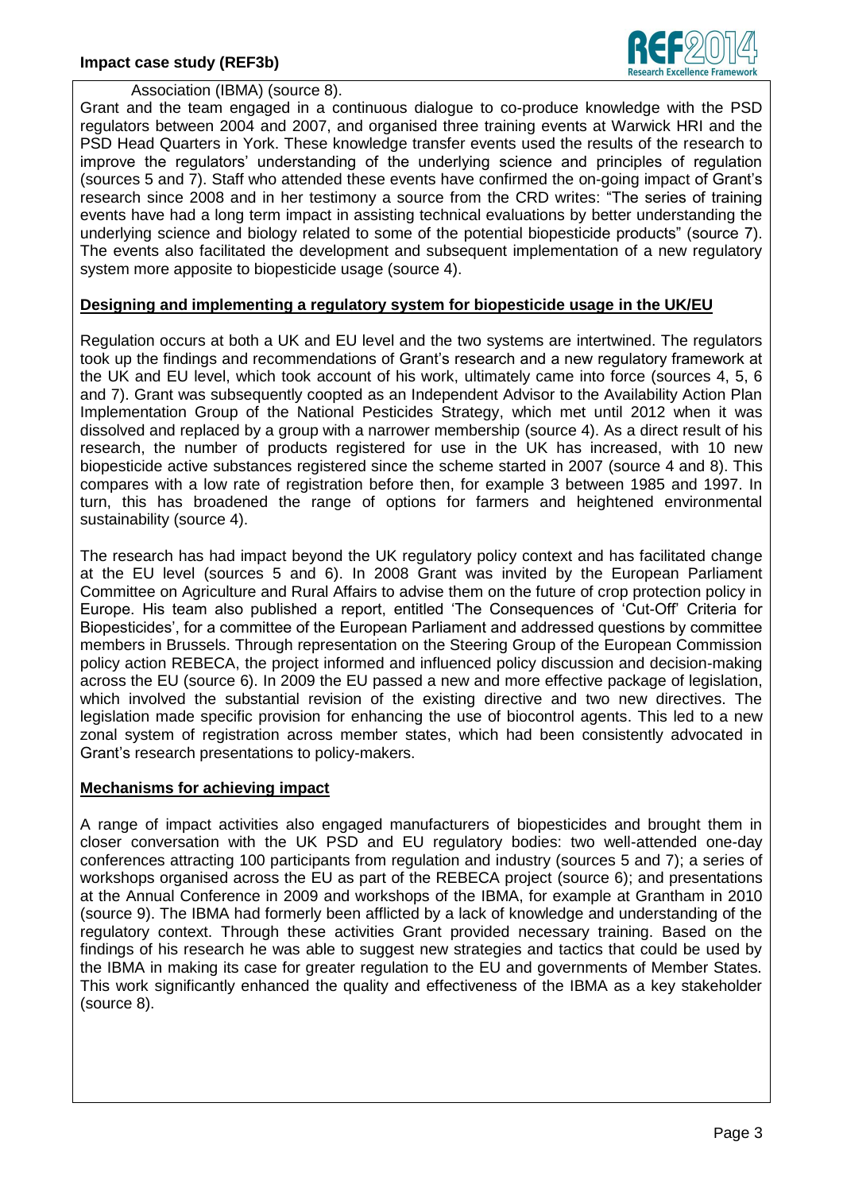Association (IBMA) (source 8).

Grant and the team engaged in a continuous dialogue to co-produce knowledge with the PSD regulators between 2004 and 2007, and organised three training events at Warwick HRI and the PSD Head Quarters in York. These knowledge transfer events used the results of the research to improve the regulators' understanding of the underlying science and principles of regulation (sources 5 and 7). Staff who attended these events have confirmed the on-going impact of Grant's research since 2008 and in her testimony a source from the CRD writes: "The series of training events have had a long term impact in assisting technical evaluations by better understanding the underlying science and biology related to some of the potential biopesticide products" (source 7). The events also facilitated the development and subsequent implementation of a new regulatory system more apposite to biopesticide usage (source 4).

**Designing and implementing a regulatory system for biopesticide usage in the UK/EU**

Regulation occurs at both a UK and EU level and the two systems are intertwined. The regulators took up the findings and recommendations of Grant's research and a new regulatory framework at the UK and EU level, which took account of his work, ultimately came into force (sources 4, 5, 6 and 7). Grant was subsequently coopted as an Independent Advisor to the Availability Action Plan Implementation Group of the National Pesticides Strategy, which met until 2012 when it was dissolved and replaced by a group with a narrower membership (source 4). As a direct result of his research, the number of products registered for use in the UK has increased, with 10 new biopesticide active substances registered since the scheme started in 2007 (source 4 and 8). This compares with a low rate of registration before then, for example 3 between 1985 and 1997. In turn, this has broadened the range of options for farmers and heightened environmental sustainability (source 4).

The research has had impact beyond the UK regulatory policy context and has facilitated change at the EU level (sources 5 and 6). In 2008 Grant was invited by the European Parliament Committee on Agriculture and Rural Affairs to advise them on the future of crop protection policy in Europe. His team also published a report, entitled 'The Consequences of 'Cut-Off' Criteria for Biopesticides', for a committee of the European Parliament and addressed questions by committee members in Brussels. Through representation on the Steering Group of the European Commission policy action REBECA, the project informed and influenced policy discussion and decision-making across the EU (source 6). In 2009 the EU passed a new and more effective package of legislation, which involved the substantial revision of the existing directive and two new directives. The legislation made specific provision for enhancing the use of biocontrol agents. This led to a new zonal system of registration across member states, which had been consistently advocated in Grant's research presentations to policy-makers.

**Mechanisms for achieving impact**

A range of impact activities also engaged manufacturers of biopesticides and brought them in closer conversation with the UK PSD and EU regulatory bodies: two well-attended one-day conferences attracting 100 participants from regulation and industry (sources 5 and 7); a series of workshops organised across the EU as part of the REBECA project (source 6); and presentations at the Annual Conference in 2009 and workshops of the IBMA, for example at Grantham in 2010 (source 9). The IBMA had formerly been afflicted by a lack of knowledge and understanding of the regulatory context. Through these activities Grant provided necessary training. Based on the findings of his research he was able to suggest new strategies and tactics that could be used by the IBMA in making its case for greater regulation to the EU and governments of Member States. This work significantly enhanced the quality and effectiveness of the IBMA as a key stakeholder (source 8).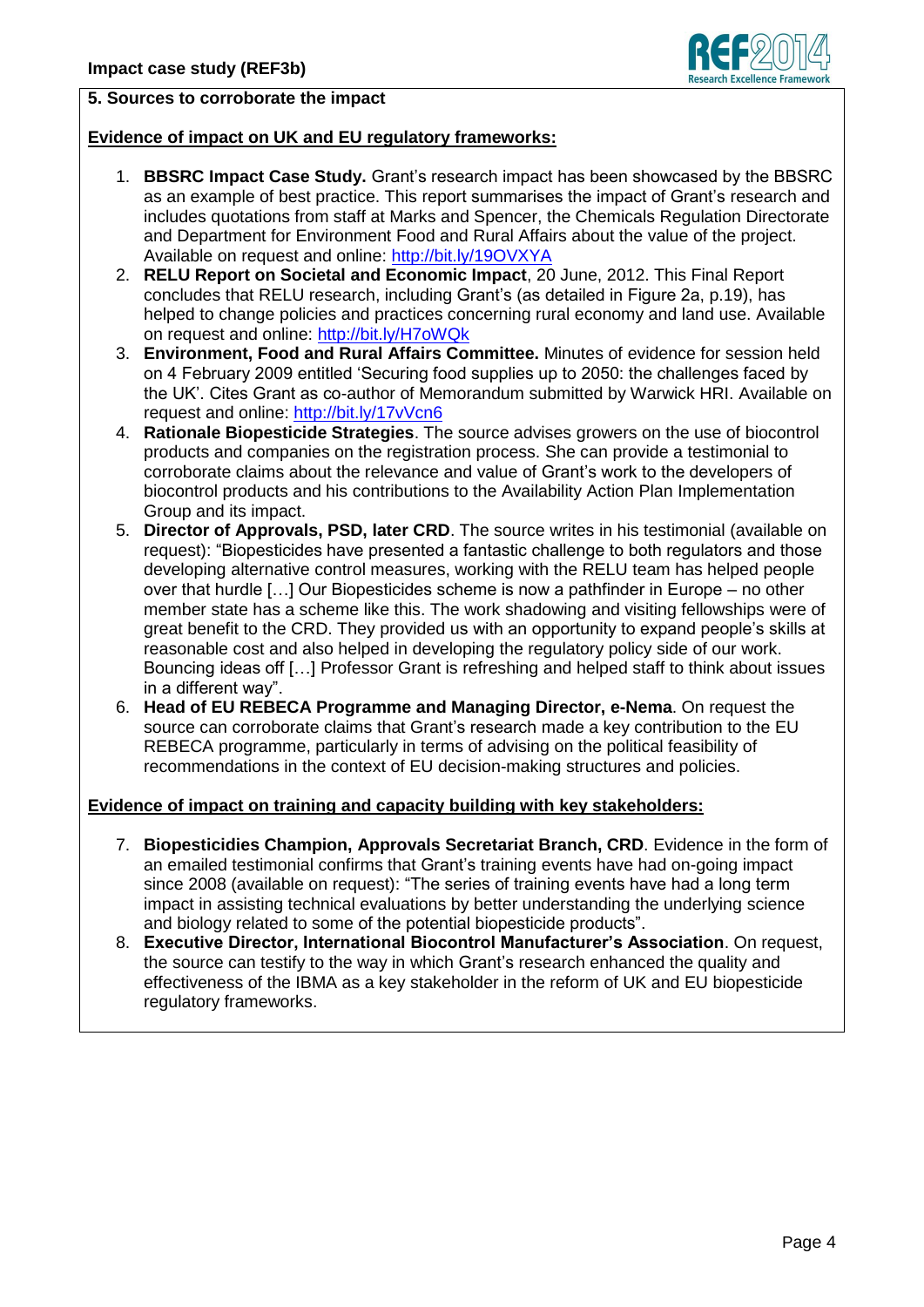## 5. Sources to corroborate the impact

**Evidence of impact on UK and EU regulatory frameworks:**

1. **BBSRC Impact Case Study.** Grant's research impact has been showcased by the BBSRC as an example of best practice. This report summarises the impact of Grant's research and includes quotations from staff at Marks and Spencer, the Chemicals Regulation Directorate and Department for Environment Food and Rural Affairs about the value of the project. Available on request and online: http://bit.ly/19OVXYA
2. **RELU Report on Societal and Economic Impact**, 20 June, 2012. This Final Report concludes that RELU research, including Grant's (as detailed in Figure 2a, p.19), has helped to change policies and practices concerning rural economy and land use. Available on request and online: http://bit.ly/H7oWQk
3. **Environment, Food and Rural Affairs Committee.** Minutes of evidence for session held on 4 February 2009 entitled 'Securing food supplies up to 2050: the challenges faced by the UK'. Cites Grant as co-author of Memorandum submitted by Warwick HRI. Available on request and online: http://bit.ly/17vVcn6
4. **Rationale Biopesticide Strategies**. The source advises growers on the use of biocontrol products and companies on the registration process. She can provide a testimonial to corroborate claims about the relevance and value of Grant's work to the developers of biocontrol products and his contributions to the Availability Action Plan Implementation Group and its impact.
5. **Director of Approvals, PSD, later CRD**. The source writes in his testimonial (available on request): "Biopesticides have presented a fantastic challenge to both regulators and those developing alternative control measures, working with the RELU team has helped people over that hurdle […] Our Biopesticides scheme is now a pathfinder in Europe – no other member state has a scheme like this. The work shadowing and visiting fellowships were of great benefit to the CRD. They provided us with an opportunity to expand people's skills at reasonable cost and also helped in developing the regulatory policy side of our work. Bouncing ideas off […] Professor Grant is refreshing and helped staff to think about issues in a different way".
6. **Head of EU REBECA Programme and Managing Director, e-Nema**. On request the source can corroborate claims that Grant's research made a key contribution to the EU REBECA programme, particularly in terms of advising on the political feasibility of recommendations in the context of EU decision-making structures and policies.

**Evidence of impact on training and capacity building with key stakeholders:**

7. **Biopesticidies Champion, Approvals Secretariat Branch, CRD**. Evidence in the form of an emailed testimonial confirms that Grant's training events have had on-going impact since 2008 (available on request): "The series of training events have had a long term impact in assisting technical evaluations by better understanding the underlying science and biology related to some of the potential biopesticide products".
8. **Executive Director, International Biocontrol Manufacturer's Association**. On request, the source can testify to the way in which Grant's research enhanced the quality and effectiveness of the IBMA as a key stakeholder in the reform of UK and EU biopesticide regulatory frameworks.